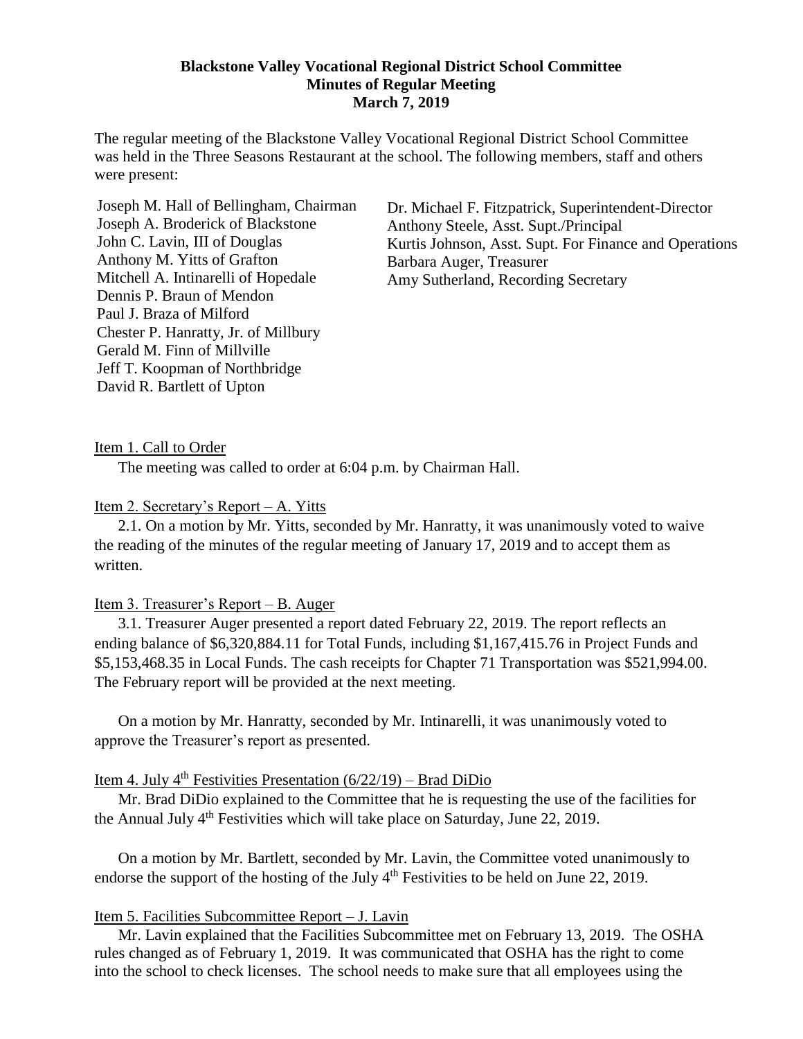# Blackstone Valley Vocational Regional District School Committee
## Minutes of Regular Meeting
### March 7, 2019

The regular meeting of the Blackstone Valley Vocational Regional District School Committee was held in the Three Seasons Restaurant at the school. The following members, staff and others were present:

Joseph M. Hall of Bellingham, Chairman
Joseph A. Broderick of Blackstone
John C. Lavin, III of Douglas
Anthony M. Yitts of Grafton
Mitchell A. Intinarelli of Hopedale
Dennis P. Braun of Mendon
Paul J. Braza of Milford
Chester P. Hanratty, Jr. of Millbury
Gerald M. Finn of Millville
Jeff T. Koopman of Northbridge
David R. Bartlett of Upton

Dr. Michael F. Fitzpatrick, Superintendent-Director
Anthony Steele, Asst. Supt./Principal
Kurtis Johnson, Asst. Supt. For Finance and Operations
Barbara Auger, Treasurer
Amy Sutherland, Recording Secretary

Item 1. Call to Order

The meeting was called to order at 6:04 p.m. by Chairman Hall.

Item 2. Secretary's Report – A. Yitts

2.1. On a motion by Mr. Yitts, seconded by Mr. Hanratty, it was unanimously voted to waive the reading of the minutes of the regular meeting of January 17, 2019 and to accept them as written.

Item 3. Treasurer's Report – B. Auger

3.1. Treasurer Auger presented a report dated February 22, 2019. The report reflects an ending balance of $6,320,884.11 for Total Funds, including $1,167,415.76 in Project Funds and $5,153,468.35 in Local Funds. The cash receipts for Chapter 71 Transportation was $521,994.00. The February report will be provided at the next meeting.

On a motion by Mr. Hanratty, seconded by Mr. Intinarelli, it was unanimously voted to approve the Treasurer's report as presented.

Item 4. July 4th Festivities Presentation (6/22/19) – Brad DiDio

Mr. Brad DiDio explained to the Committee that he is requesting the use of the facilities for the Annual July 4th Festivities which will take place on Saturday, June 22, 2019.

On a motion by Mr. Bartlett, seconded by Mr. Lavin, the Committee voted unanimously to endorse the support of the hosting of the July 4th Festivities to be held on June 22, 2019.

Item 5. Facilities Subcommittee Report – J. Lavin

Mr. Lavin explained that the Facilities Subcommittee met on February 13, 2019. The OSHA rules changed as of February 1, 2019. It was communicated that OSHA has the right to come into the school to check licenses. The school needs to make sure that all employees using the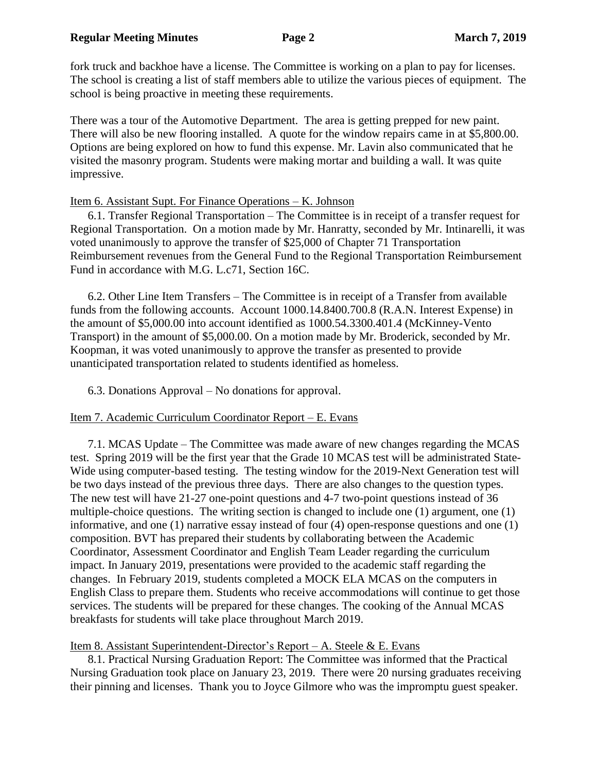fork truck and backhoe have a license. The Committee is working on a plan to pay for licenses. The school is creating a list of staff members able to utilize the various pieces of equipment. The school is being proactive in meeting these requirements.

There was a tour of the Automotive Department. The area is getting prepped for new paint. There will also be new flooring installed. A quote for the window repairs came in at $5,800.00. Options are being explored on how to fund this expense. Mr. Lavin also communicated that he visited the masonry program. Students were making mortar and building a wall. It was quite impressive.

Item 6. Assistant Supt. For Finance Operations – K. Johnson

6.1. Transfer Regional Transportation – The Committee is in receipt of a transfer request for Regional Transportation. On a motion made by Mr. Hanratty, seconded by Mr. Intinarelli, it was voted unanimously to approve the transfer of $25,000 of Chapter 71 Transportation Reimbursement revenues from the General Fund to the Regional Transportation Reimbursement Fund in accordance with M.G. L.c71, Section 16C.

6.2. Other Line Item Transfers – The Committee is in receipt of a Transfer from available funds from the following accounts. Account 1000.14.8400.700.8 (R.A.N. Interest Expense) in the amount of $5,000.00 into account identified as 1000.54.3300.401.4 (McKinney-Vento Transport) in the amount of $5,000.00. On a motion made by Mr. Broderick, seconded by Mr. Koopman, it was voted unanimously to approve the transfer as presented to provide unanticipated transportation related to students identified as homeless.

6.3. Donations Approval – No donations for approval.

Item 7. Academic Curriculum Coordinator Report – E. Evans

7.1. MCAS Update – The Committee was made aware of new changes regarding the MCAS test. Spring 2019 will be the first year that the Grade 10 MCAS test will be administrated State-Wide using computer-based testing. The testing window for the 2019-Next Generation test will be two days instead of the previous three days. There are also changes to the question types. The new test will have 21-27 one-point questions and 4-7 two-point questions instead of 36 multiple-choice questions. The writing section is changed to include one (1) argument, one (1) informative, and one (1) narrative essay instead of four (4) open-response questions and one (1) composition. BVT has prepared their students by collaborating between the Academic Coordinator, Assessment Coordinator and English Team Leader regarding the curriculum impact. In January 2019, presentations were provided to the academic staff regarding the changes. In February 2019, students completed a MOCK ELA MCAS on the computers in English Class to prepare them. Students who receive accommodations will continue to get those services. The students will be prepared for these changes. The cooking of the Annual MCAS breakfasts for students will take place throughout March 2019.

Item 8. Assistant Superintendent-Director's Report – A. Steele & E. Evans

8.1. Practical Nursing Graduation Report: The Committee was informed that the Practical Nursing Graduation took place on January 23, 2019. There were 20 nursing graduates receiving their pinning and licenses. Thank you to Joyce Gilmore who was the impromptu guest speaker.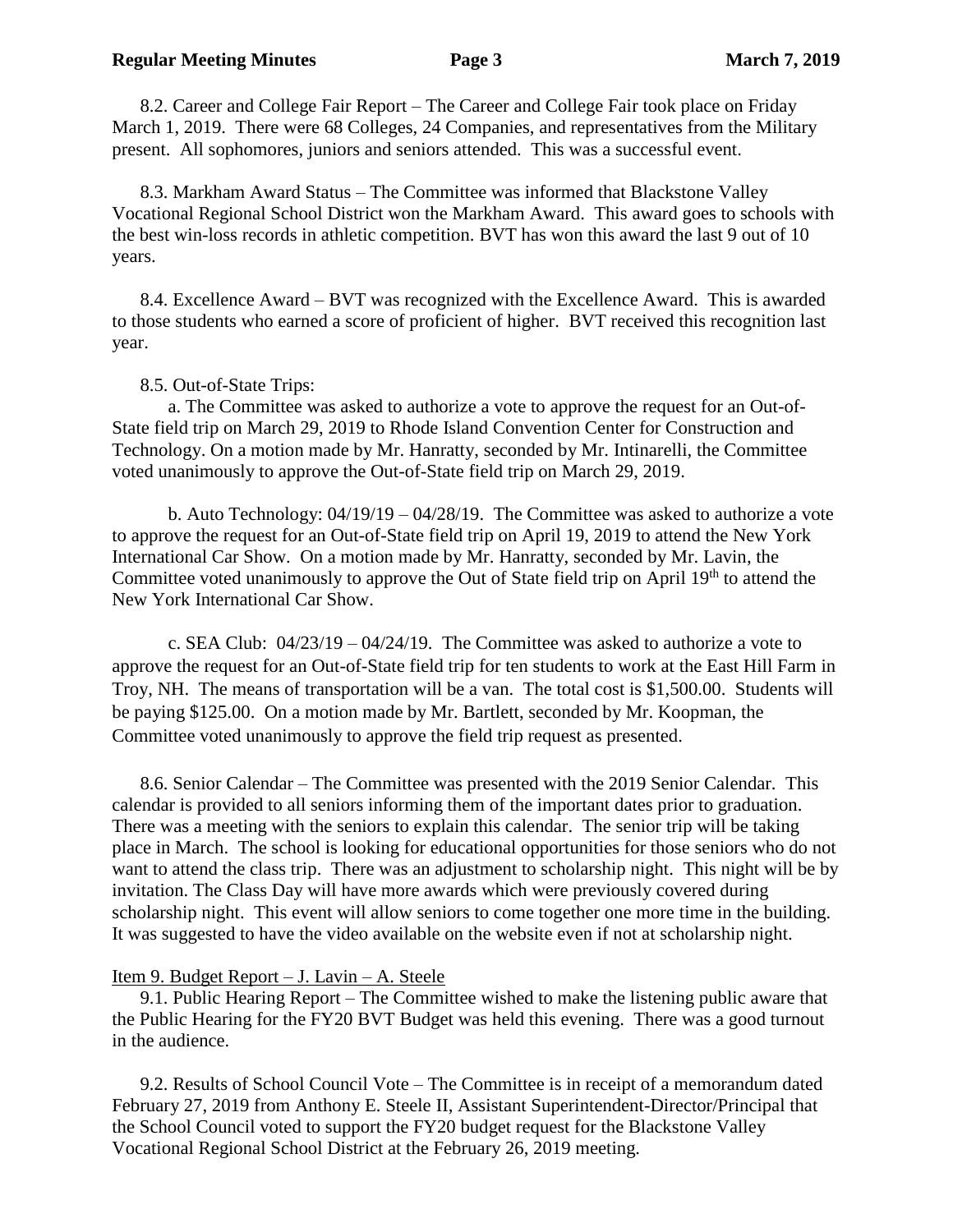8.2. Career and College Fair Report – The Career and College Fair took place on Friday March 1, 2019. There were 68 Colleges, 24 Companies, and representatives from the Military present. All sophomores, juniors and seniors attended. This was a successful event.

8.3. Markham Award Status – The Committee was informed that Blackstone Valley Vocational Regional School District won the Markham Award. This award goes to schools with the best win-loss records in athletic competition. BVT has won this award the last 9 out of 10 years.

8.4. Excellence Award – BVT was recognized with the Excellence Award. This is awarded to those students who earned a score of proficient of higher. BVT received this recognition last year.

8.5. Out-of-State Trips:

a. The Committee was asked to authorize a vote to approve the request for an Out-of-State field trip on March 29, 2019 to Rhode Island Convention Center for Construction and Technology. On a motion made by Mr. Hanratty, seconded by Mr. Intinarelli, the Committee voted unanimously to approve the Out-of-State field trip on March 29, 2019.

b. Auto Technology: 04/19/19 – 04/28/19. The Committee was asked to authorize a vote to approve the request for an Out-of-State field trip on April 19, 2019 to attend the New York International Car Show. On a motion made by Mr. Hanratty, seconded by Mr. Lavin, the Committee voted unanimously to approve the Out of State field trip on April 19th to attend the New York International Car Show.

c. SEA Club: 04/23/19 – 04/24/19. The Committee was asked to authorize a vote to approve the request for an Out-of-State field trip for ten students to work at the East Hill Farm in Troy, NH. The means of transportation will be a van. The total cost is $1,500.00. Students will be paying $125.00. On a motion made by Mr. Bartlett, seconded by Mr. Koopman, the Committee voted unanimously to approve the field trip request as presented.

8.6. Senior Calendar – The Committee was presented with the 2019 Senior Calendar. This calendar is provided to all seniors informing them of the important dates prior to graduation. There was a meeting with the seniors to explain this calendar. The senior trip will be taking place in March. The school is looking for educational opportunities for those seniors who do not want to attend the class trip. There was an adjustment to scholarship night. This night will be by invitation. The Class Day will have more awards which were previously covered during scholarship night. This event will allow seniors to come together one more time in the building. It was suggested to have the video available on the website even if not at scholarship night.

Item 9. Budget Report – J. Lavin – A. Steele

9.1. Public Hearing Report – The Committee wished to make the listening public aware that the Public Hearing for the FY20 BVT Budget was held this evening. There was a good turnout in the audience.

9.2. Results of School Council Vote – The Committee is in receipt of a memorandum dated February 27, 2019 from Anthony E. Steele II, Assistant Superintendent-Director/Principal that the School Council voted to support the FY20 budget request for the Blackstone Valley Vocational Regional School District at the February 26, 2019 meeting.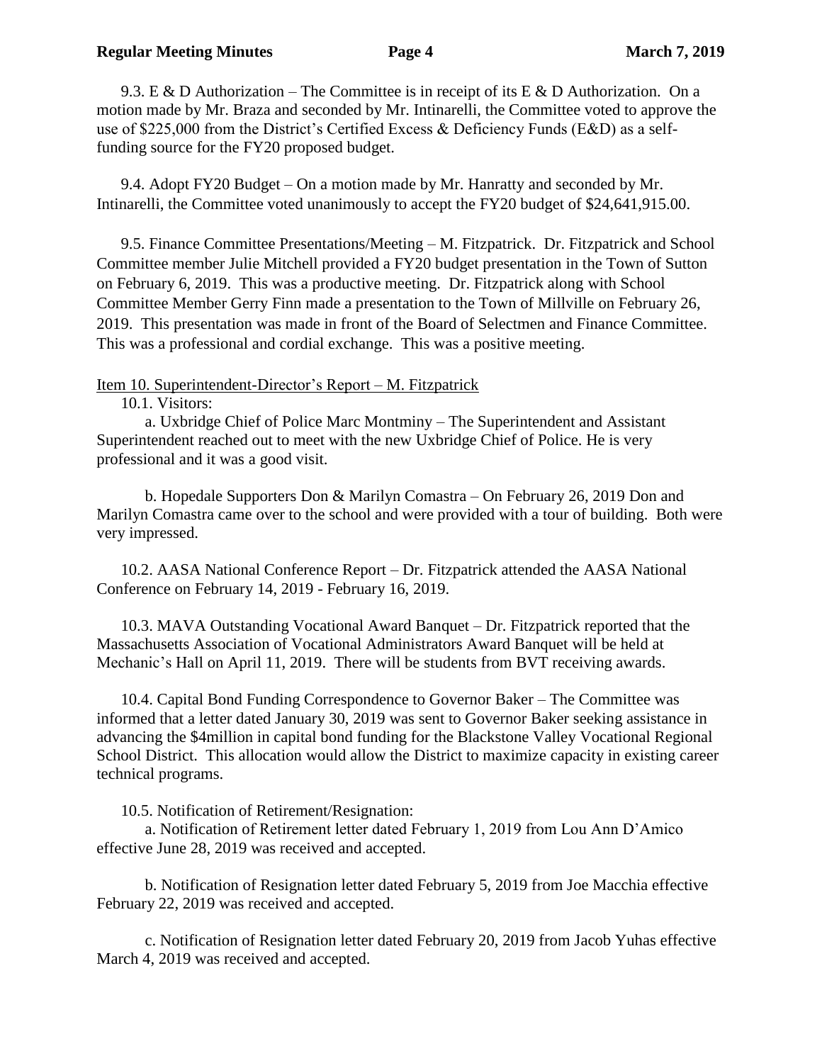9.3. E & D Authorization – The Committee is in receipt of its E & D Authorization. On a motion made by Mr. Braza and seconded by Mr. Intinarelli, the Committee voted to approve the use of $225,000 from the District's Certified Excess & Deficiency Funds (E&D) as a self-funding source for the FY20 proposed budget.

9.4. Adopt FY20 Budget – On a motion made by Mr. Hanratty and seconded by Mr. Intinarelli, the Committee voted unanimously to accept the FY20 budget of $24,641,915.00.

9.5. Finance Committee Presentations/Meeting – M. Fitzpatrick. Dr. Fitzpatrick and School Committee member Julie Mitchell provided a FY20 budget presentation in the Town of Sutton on February 6, 2019. This was a productive meeting. Dr. Fitzpatrick along with School Committee Member Gerry Finn made a presentation to the Town of Millville on February 26, 2019. This presentation was made in front of the Board of Selectmen and Finance Committee. This was a professional and cordial exchange. This was a positive meeting.

Item 10. Superintendent-Director's Report – M. Fitzpatrick

10.1. Visitors:

a. Uxbridge Chief of Police Marc Montminy – The Superintendent and Assistant Superintendent reached out to meet with the new Uxbridge Chief of Police. He is very professional and it was a good visit.

b. Hopedale Supporters Don & Marilyn Comastra – On February 26, 2019 Don and Marilyn Comastra came over to the school and were provided with a tour of building. Both were very impressed.

10.2. AASA National Conference Report – Dr. Fitzpatrick attended the AASA National Conference on February 14, 2019 - February 16, 2019.

10.3. MAVA Outstanding Vocational Award Banquet – Dr. Fitzpatrick reported that the Massachusetts Association of Vocational Administrators Award Banquet will be held at Mechanic's Hall on April 11, 2019. There will be students from BVT receiving awards.

10.4. Capital Bond Funding Correspondence to Governor Baker – The Committee was informed that a letter dated January 30, 2019 was sent to Governor Baker seeking assistance in advancing the $4million in capital bond funding for the Blackstone Valley Vocational Regional School District. This allocation would allow the District to maximize capacity in existing career technical programs.

10.5. Notification of Retirement/Resignation:

a. Notification of Retirement letter dated February 1, 2019 from Lou Ann D'Amico effective June 28, 2019 was received and accepted.

b. Notification of Resignation letter dated February 5, 2019 from Joe Macchia effective February 22, 2019 was received and accepted.

c. Notification of Resignation letter dated February 20, 2019 from Jacob Yuhas effective March 4, 2019 was received and accepted.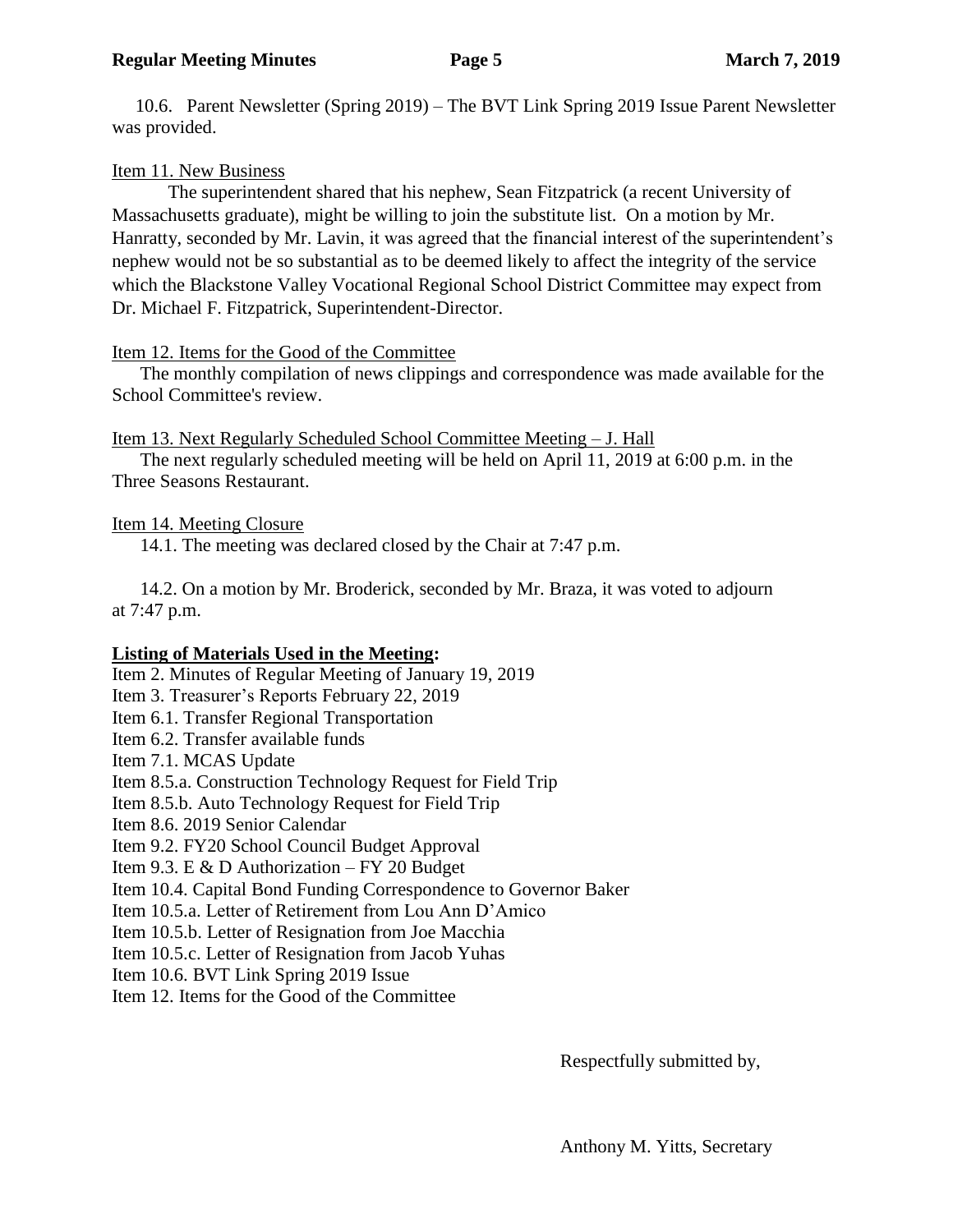10.6. Parent Newsletter (Spring 2019) – The BVT Link Spring 2019 Issue Parent Newsletter was provided.

Item 11. New Business

The superintendent shared that his nephew, Sean Fitzpatrick (a recent University of Massachusetts graduate), might be willing to join the substitute list. On a motion by Mr. Hanratty, seconded by Mr. Lavin, it was agreed that the financial interest of the superintendent's nephew would not be so substantial as to be deemed likely to affect the integrity of the service which the Blackstone Valley Vocational Regional School District Committee may expect from Dr. Michael F. Fitzpatrick, Superintendent-Director.

Item 12. Items for the Good of the Committee

The monthly compilation of news clippings and correspondence was made available for the School Committee's review.

Item 13. Next Regularly Scheduled School Committee Meeting – J. Hall

The next regularly scheduled meeting will be held on April 11, 2019 at 6:00 p.m. in the Three Seasons Restaurant.

Item 14. Meeting Closure

14.1. The meeting was declared closed by the Chair at 7:47 p.m.

14.2. On a motion by Mr. Broderick, seconded by Mr. Braza, it was voted to adjourn at 7:47 p.m.

**Listing of Materials Used in the Meeting:**

Item 2. Minutes of Regular Meeting of January 19, 2019
Item 3. Treasurer's Reports February 22, 2019
Item 6.1. Transfer Regional Transportation
Item 6.2. Transfer available funds
Item 7.1. MCAS Update
Item 8.5.a. Construction Technology Request for Field Trip
Item 8.5.b. Auto Technology Request for Field Trip
Item 8.6. 2019 Senior Calendar
Item 9.2. FY20 School Council Budget Approval
Item 9.3. E & D Authorization – FY 20 Budget
Item 10.4. Capital Bond Funding Correspondence to Governor Baker
Item 10.5.a. Letter of Retirement from Lou Ann D'Amico
Item 10.5.b. Letter of Resignation from Joe Macchia
Item 10.5.c. Letter of Resignation from Jacob Yuhas
Item 10.6. BVT Link Spring 2019 Issue
Item 12. Items for the Good of the Committee

Respectfully submitted by,

Anthony M. Yitts, Secretary